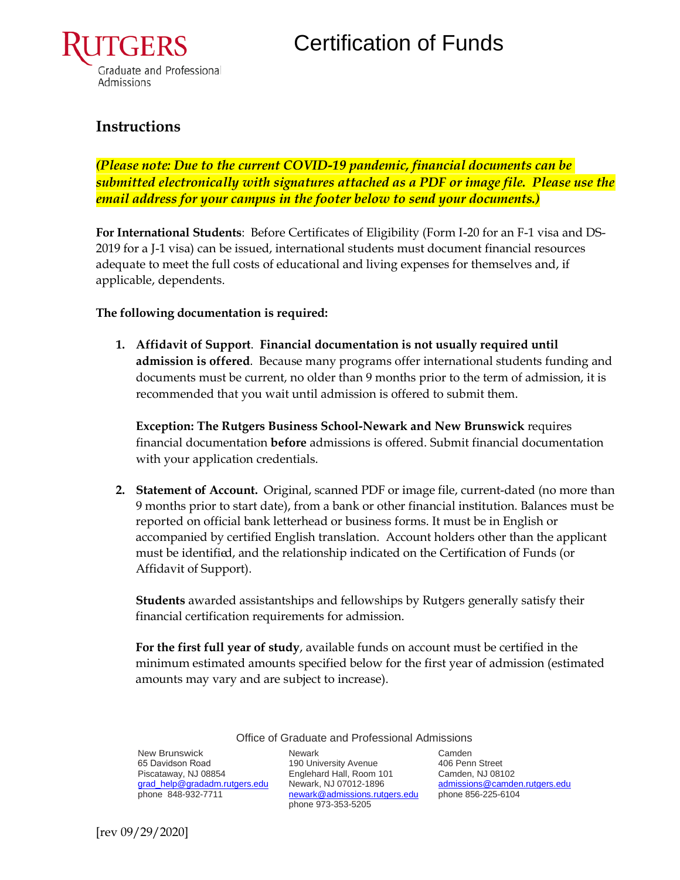RUTGERS
Graduate and Professional Admissions

# Certification of Funds

## Instructions

***(Please note: Due to the current COVID-19 pandemic, financial documents can be submitted electronically with signatures attached as a PDF or image file. Please use the email address for your campus in the footer below to send your documents.)***

**For International Students**: Before Certificates of Eligibility (Form I-20 for an F-1 visa and DS-2019 for a J-1 visa) can be issued, international students must document financial resources adequate to meet the full costs of educational and living expenses for themselves and, if applicable, dependents.

**The following documentation is required:**

1. **Affidavit of Support**. **Financial documentation is not usually required until admission is offered**. Because many programs offer international students funding and documents must be current, no older than 9 months prior to the term of admission, it is recommended that you wait until admission is offered to submit them.

   **Exception: The Rutgers Business School-Newark and New Brunswick** requires financial documentation **before** admissions is offered. Submit financial documentation with your application credentials.

2. **Statement of Account.** Original, scanned PDF or image file, current-dated (no more than 9 months prior to start date), from a bank or other financial institution. Balances must be reported on official bank letterhead or business forms. It must be in English or accompanied by certified English translation. Account holders other than the applicant must be identified, and the relationship indicated on the Certification of Funds (or Affidavit of Support).

   **Students** awarded assistantships and fellowships by Rutgers generally satisfy their financial certification requirements for admission.

   **For the first full year of study**, available funds on account must be certified in the minimum estimated amounts specified below for the first year of admission (estimated amounts may vary and are subject to increase).

Office of Graduate and Professional Admissions

| New Brunswick | Newark | Camden |
|---|---|---|
| 65 Davidson Road | 190 University Avenue | 406 Penn Street |
| Piscataway, NJ 08854 | Englehard Hall, Room 101 | Camden, NJ 08102 |
| grad_help@gradadm.rutgers.edu | Newark, NJ 07012-1896 | admissions@camden.rutgers.edu |
| phone 848-932-7711 | newark@admissions.rutgers.edu | phone 856-225-6104 |
| | phone 973-353-5205 | |

[rev 09/29/2020]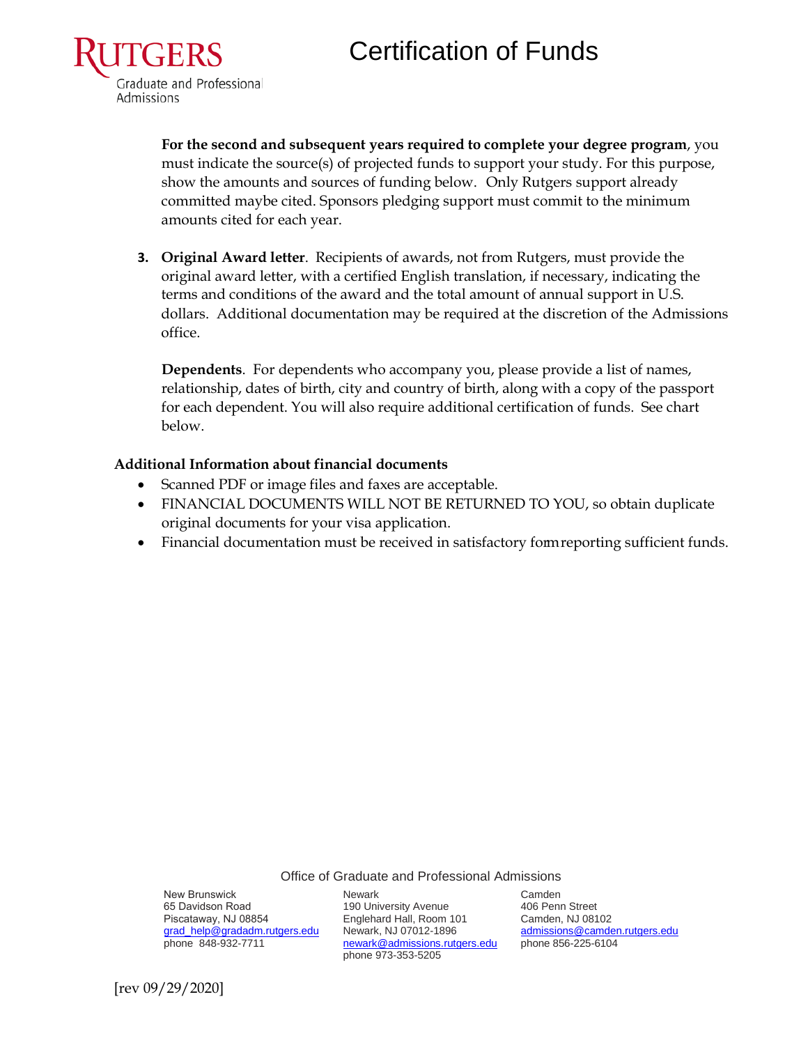# Certification of Funds

**For the second and subsequent years required to complete your degree program**, you must indicate the source(s) of projected funds to support your study. For this purpose, show the amounts and sources of funding below. Only Rutgers support already committed maybe cited. Sponsors pledging support must commit to the minimum amounts cited for each year.

3. **Original Award letter**. Recipients of awards, not from Rutgers, must provide the original award letter, with a certified English translation, if necessary, indicating the terms and conditions of the award and the total amount of annual support in U.S. dollars. Additional documentation may be required at the discretion of the Admissions office.

   **Dependents**. For dependents who accompany you, please provide a list of names, relationship, dates of birth, city and country of birth, along with a copy of the passport for each dependent. You will also require additional certification of funds. See chart below.

**Additional Information about financial documents**

- Scanned PDF or image files and faxes are acceptable.
- FINANCIAL DOCUMENTS WILL NOT BE RETURNED TO YOU, so obtain duplicate original documents for your visa application.
- Financial documentation must be received in satisfactory form reporting sufficient funds.

Office of Graduate and Professional Admissions

New Brunswick
65 Davidson Road
Piscataway, NJ 08854
grad_help@gradadm.rutgers.edu
phone 848-932-7711

Newark
190 University Avenue
Englehard Hall, Room 101
Newark, NJ 07012-1896
newark@admissions.rutgers.edu
phone 973-353-5205

Camden
406 Penn Street
Camden, NJ 08102
admissions@camden.rutgers.edu
phone 856-225-6104

[rev 09/29/2020]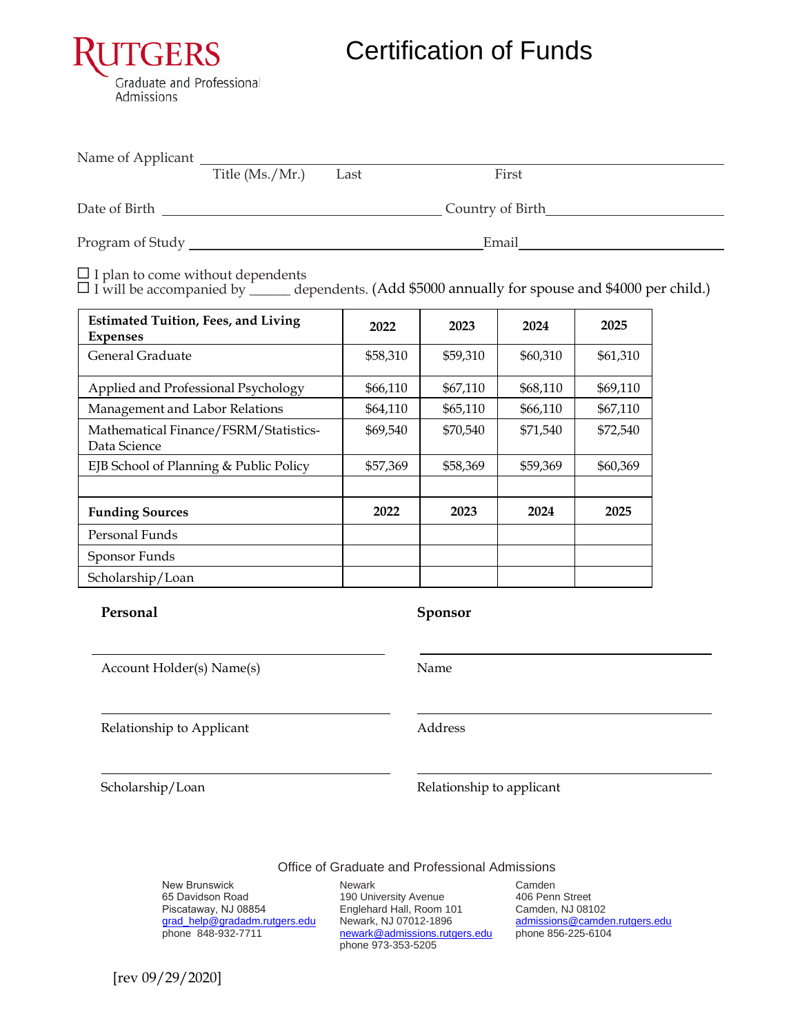RUTGERS
Graduate and Professional Admissions

# Certification of Funds

Name of Applicant ______________________________________________
Title (Ms./Mr.) Last First

Date of Birth ______________________ Country of Birth ______________________

Program of Study ______________________ Email ______________________

☐ I plan to come without dependents
☐ I will be accompanied by ______ dependents. (Add $5000 annually for spouse and $4000 per child.)

| Estimated Tuition, Fees, and Living Expenses | 2022 | 2023 | 2024 | 2025 |
|---|---|---|---|---|
| General Graduate | $58,310 | $59,310 | $60,310 | $61,310 |
| Applied and Professional Psychology | $66,110 | $67,110 | $68,110 | $69,110 |
| Management and Labor Relations | $64,110 | $65,110 | $66,110 | $67,110 |
| Mathematical Finance/FSRM/Statistics-Data Science | $69,540 | $70,540 | $71,540 | $72,540 |
| EJB School of Planning & Public Policy | $57,369 | $58,369 | $59,369 | $60,369 |
| | | | | |
| **Funding Sources** | **2022** | **2023** | **2024** | **2025** |
| Personal Funds | | | | |
| Sponsor Funds | | | | |
| Scholarship/Loan | | | | |

**Personal**

______________________
Account Holder(s) Name(s)

______________________
Relationship to Applicant

______________________
Scholarship/Loan

**Sponsor**

______________________
Name

______________________
Address

______________________
Relationship to applicant

Office of Graduate and Professional Admissions

New Brunswick
65 Davidson Road
Piscataway, NJ 08854
grad_help@gradadm.rutgers.edu
phone 848-932-7711

Newark
190 University Avenue
Englehard Hall, Room 101
Newark, NJ 07012-1896
newark@admissions.rutgers.edu
phone 973-353-5205

Camden
406 Penn Street
Camden, NJ 08102
admissions@camden.rutgers.edu
phone 856-225-6104

[rev 09/29/2020]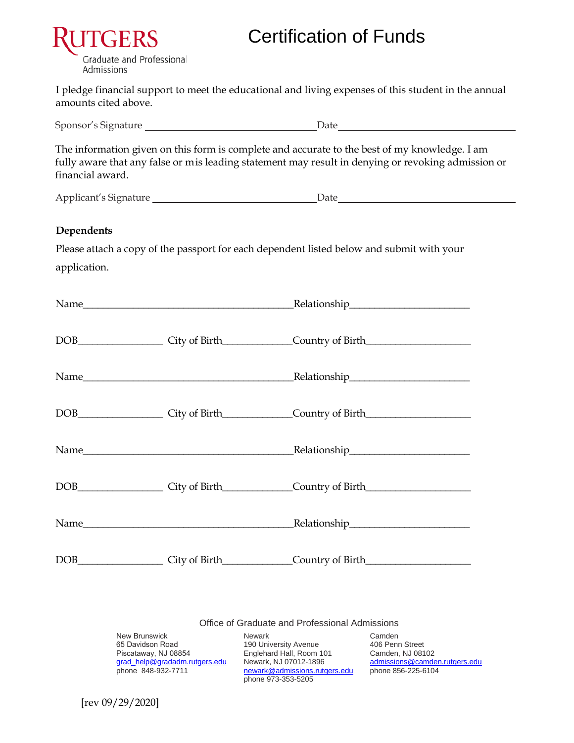RUTGERS
Graduate and Professional Admissions

# Certification of Funds

I pledge financial support to meet the educational and living expenses of this student in the annual amounts cited above.

Sponsor's Signature ________________________________ Date ________________________________

The information given on this form is complete and accurate to the best of my knowledge. I am fully aware that any false or mis leading statement may result in denying or revoking admission or financial award.

Applicant's Signature ________________________________ Date ________________________________

**Dependents**

Please attach a copy of the passport for each dependent listed below and submit with your application.

Name________________________________________ Relationship______________________

DOB_______________ City of Birth_____________ Country of Birth___________________

Name________________________________________ Relationship______________________

DOB_______________ City of Birth_____________ Country of Birth___________________

Name________________________________________ Relationship______________________

DOB_______________ City of Birth_____________ Country of Birth___________________

Name________________________________________ Relationship______________________

DOB_______________ City of Birth_____________ Country of Birth___________________

Office of Graduate and Professional Admissions

New Brunswick
65 Davidson Road
Piscataway, NJ 08854
grad_help@gradadm.rutgers.edu
phone 848-932-7711

Newark
190 University Avenue
Englehard Hall, Room 101
Newark, NJ 07012-1896
newark@admissions.rutgers.edu
phone 973-353-5205

Camden
406 Penn Street
Camden, NJ 08102
admissions@camden.rutgers.edu
phone 856-225-6104

[rev 09/29/2020]